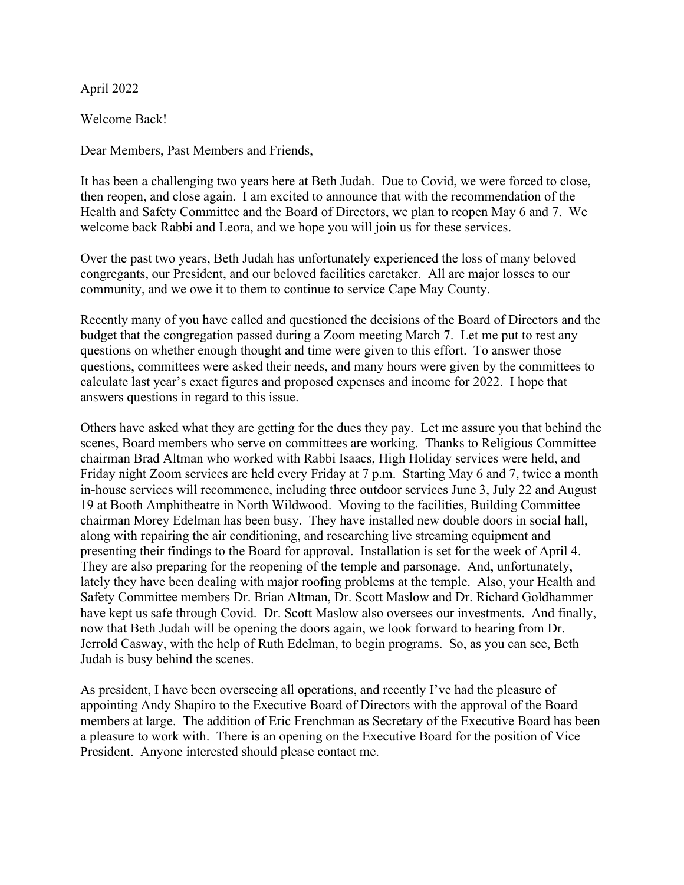April 2022

Welcome Back!

Dear Members, Past Members and Friends,

It has been a challenging two years here at Beth Judah. Due to Covid, we were forced to close, then reopen, and close again. I am excited to announce that with the recommendation of the Health and Safety Committee and the Board of Directors, we plan to reopen May 6 and 7. We welcome back Rabbi and Leora, and we hope you will join us for these services.

Over the past two years, Beth Judah has unfortunately experienced the loss of many beloved congregants, our President, and our beloved facilities caretaker. All are major losses to our community, and we owe it to them to continue to service Cape May County.

Recently many of you have called and questioned the decisions of the Board of Directors and the budget that the congregation passed during a Zoom meeting March 7. Let me put to rest any questions on whether enough thought and time were given to this effort. To answer those questions, committees were asked their needs, and many hours were given by the committees to calculate last year's exact figures and proposed expenses and income for 2022. I hope that answers questions in regard to this issue.

Others have asked what they are getting for the dues they pay. Let me assure you that behind the scenes, Board members who serve on committees are working. Thanks to Religious Committee chairman Brad Altman who worked with Rabbi Isaacs, High Holiday services were held, and Friday night Zoom services are held every Friday at 7 p.m. Starting May 6 and 7, twice a month in-house services will recommence, including three outdoor services June 3, July 22 and August 19 at Booth Amphitheatre in North Wildwood. Moving to the facilities, Building Committee chairman Morey Edelman has been busy. They have installed new double doors in social hall, along with repairing the air conditioning, and researching live streaming equipment and presenting their findings to the Board for approval. Installation is set for the week of April 4. They are also preparing for the reopening of the temple and parsonage. And, unfortunately, lately they have been dealing with major roofing problems at the temple. Also, your Health and Safety Committee members Dr. Brian Altman, Dr. Scott Maslow and Dr. Richard Goldhammer have kept us safe through Covid. Dr. Scott Maslow also oversees our investments. And finally, now that Beth Judah will be opening the doors again, we look forward to hearing from Dr. Jerrold Casway, with the help of Ruth Edelman, to begin programs. So, as you can see, Beth Judah is busy behind the scenes.

As president, I have been overseeing all operations, and recently I've had the pleasure of appointing Andy Shapiro to the Executive Board of Directors with the approval of the Board members at large. The addition of Eric Frenchman as Secretary of the Executive Board has been a pleasure to work with. There is an opening on the Executive Board for the position of Vice President. Anyone interested should please contact me.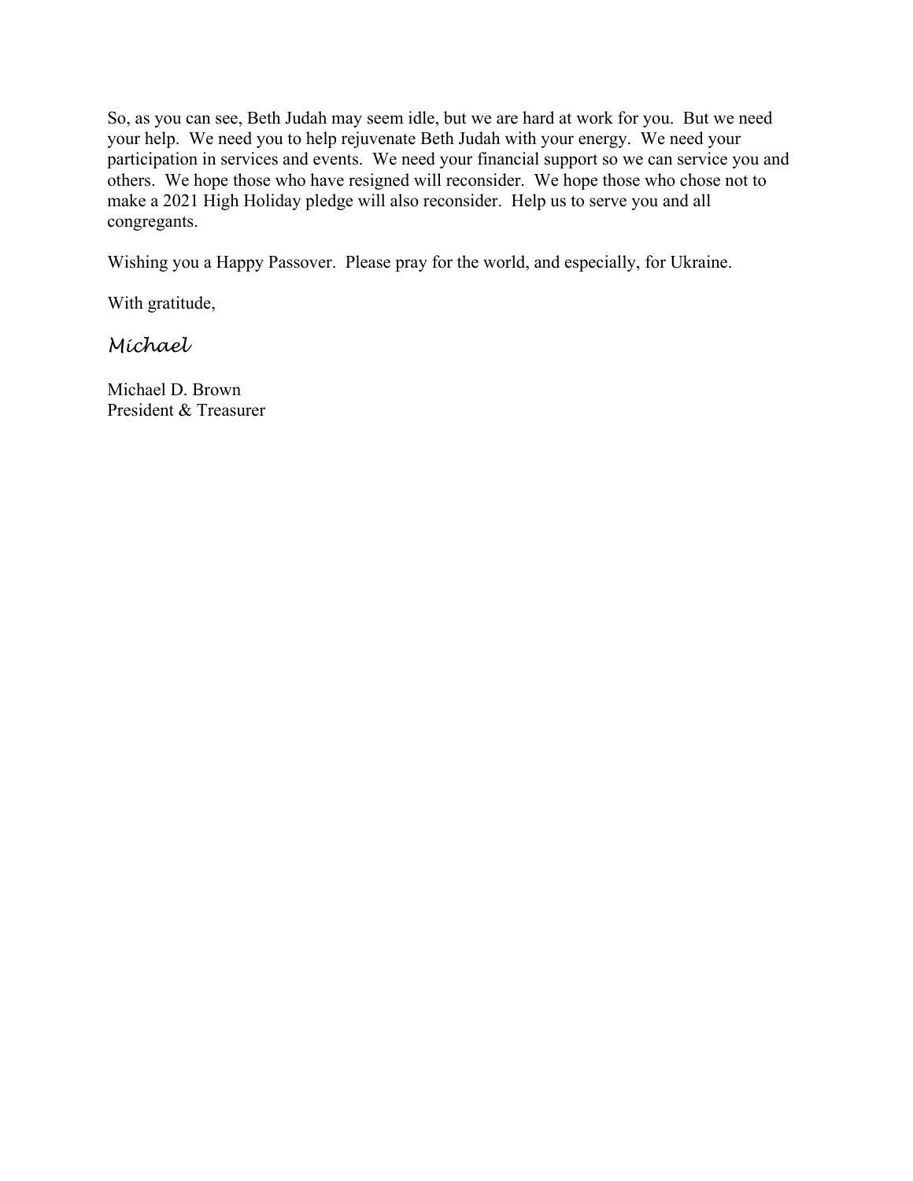So, as you can see, Beth Judah may seem idle, but we are hard at work for you. But we need your help. We need you to help rejuvenate Beth Judah with your energy. We need your participation in services and events. We need your financial support so we can service you and others. We hope those who have resigned will reconsider. We hope those who chose not to make a 2021 High Holiday pledge will also reconsider. Help us to serve you and all congregants.

Wishing you a Happy Passover. Please pray for the world, and especially, for Ukraine.

With gratitude,

*Michael*

Michael D. Brown
President & Treasurer